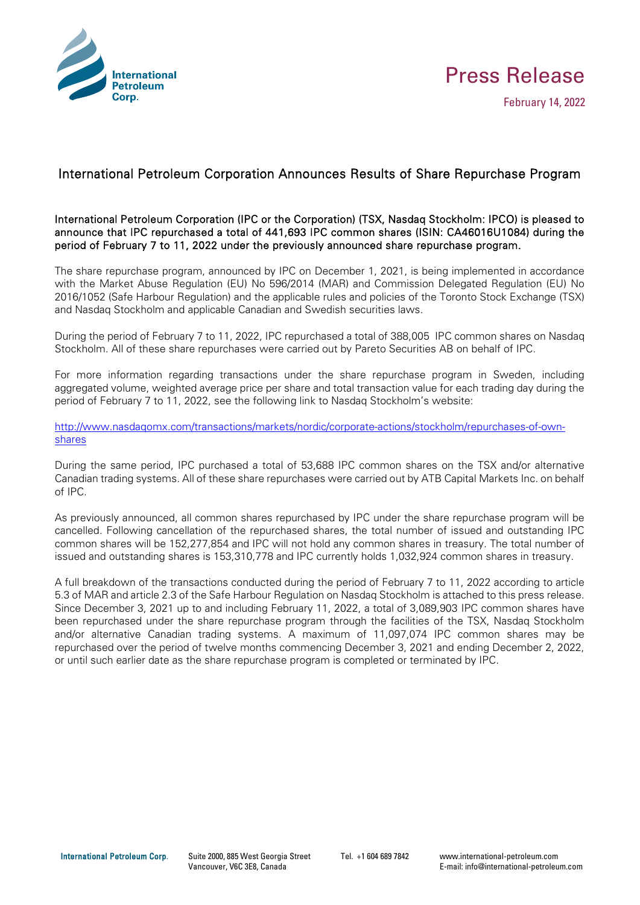Press Release

February 14, 2022

# International Petroleum Corporation Announces Results of Share Repurchase Program

**International Petroleum Corporation (IPC or the Corporation) (TSX, Nasdaq Stockholm: IPCO) is pleased to announce that IPC repurchased a total of 441,693 IPC common shares (ISIN: CA46016U1084) during the period of February 7 to 11, 2022 under the previously announced share repurchase program.**

The share repurchase program, announced by IPC on December 1, 2021, is being implemented in accordance with the Market Abuse Regulation (EU) No 596/2014 (MAR) and Commission Delegated Regulation (EU) No 2016/1052 (Safe Harbour Regulation) and the applicable rules and policies of the Toronto Stock Exchange (TSX) and Nasdaq Stockholm and applicable Canadian and Swedish securities laws.

During the period of February 7 to 11, 2022, IPC repurchased a total of 388,005 IPC common shares on Nasdaq Stockholm. All of these share repurchases were carried out by Pareto Securities AB on behalf of IPC.

For more information regarding transactions under the share repurchase program in Sweden, including aggregated volume, weighted average price per share and total transaction value for each trading day during the period of February 7 to 11, 2022, see the following link to Nasdaq Stockholm's website:

[http://www.nasdaqomx.com/transactions/markets/nordic/corporate-actions/stockholm/repurchases-of-own-shares](http://www.nasdaqomx.com/transactions/markets/nordic/corporate-actions/stockholm/repurchases-of-own-shares)

During the same period, IPC purchased a total of 53,688 IPC common shares on the TSX and/or alternative Canadian trading systems. All of these share repurchases were carried out by ATB Capital Markets Inc. on behalf of IPC.

As previously announced, all common shares repurchased by IPC under the share repurchase program will be cancelled. Following cancellation of the repurchased shares, the total number of issued and outstanding IPC common shares will be 152,277,854 and IPC will not hold any common shares in treasury. The total number of issued and outstanding shares is 153,310,778 and IPC currently holds 1,032,924 common shares in treasury.

A full breakdown of the transactions conducted during the period of February 7 to 11, 2022 according to article 5.3 of MAR and article 2.3 of the Safe Harbour Regulation on Nasdaq Stockholm is attached to this press release. Since December 3, 2021 up to and including February 11, 2022, a total of 3,089,903 IPC common shares have been repurchased under the share repurchase program through the facilities of the TSX, Nasdaq Stockholm and/or alternative Canadian trading systems. A maximum of 11,097,074 IPC common shares may be repurchased over the period of twelve months commencing December 3, 2021 and ending December 2, 2022, or until such earlier date as the share repurchase program is completed or terminated by IPC.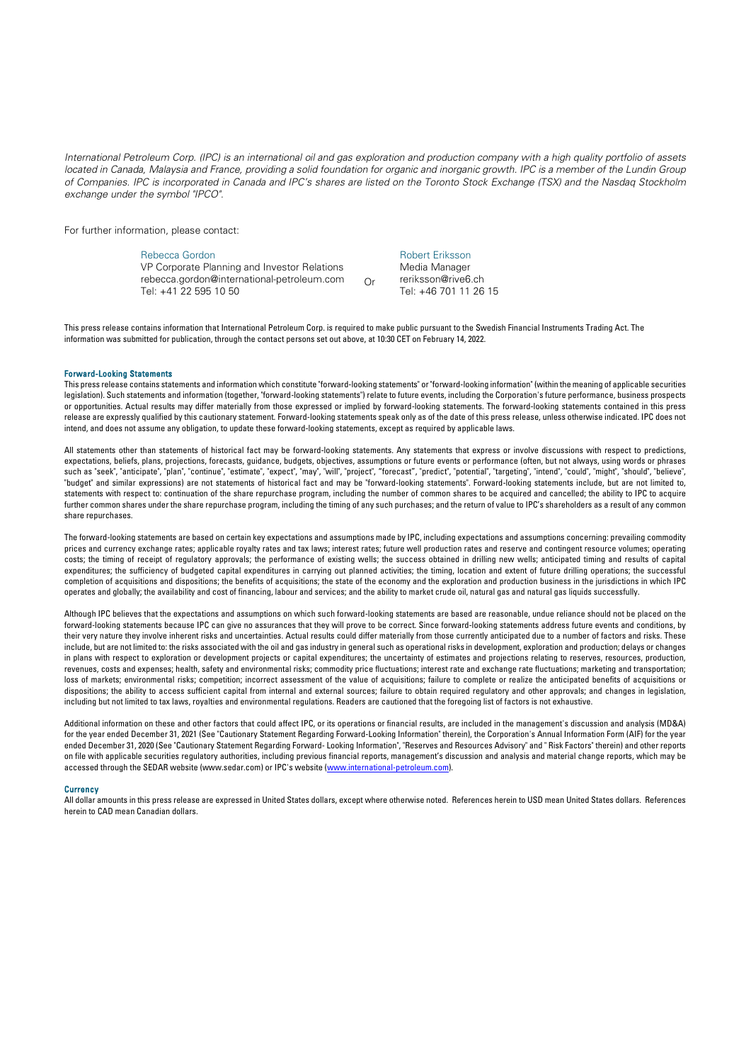*International Petroleum Corp. (IPC) is an international oil and gas exploration and production company with a high quality portfolio of assets located in Canada, Malaysia and France, providing a solid foundation for organic and inorganic growth. IPC is a member of the Lundin Group of Companies. IPC is incorporated in Canada and IPC's shares are listed on the Toronto Stock Exchange (TSX) and the Nasdaq Stockholm exchange under the symbol "IPCO".*

For further information, please contact:

| | | |
|---|---|---|
| Rebecca Gordon<br>VP Corporate Planning and Investor Relations<br>rebecca.gordon@international-petroleum.com<br>Tel: +41 22 595 10 50 | Or | Robert Eriksson<br>Media Manager<br>reriksson@rive6.ch<br>Tel: +46 701 11 26 15 |

This press release contains information that International Petroleum Corp. is required to make public pursuant to the Swedish Financial Instruments Trading Act. The information was submitted for publication, through the contact persons set out above, at 10:30 CET on February 14, 2022.

**Forward-Looking Statements**

This press release contains statements and information which constitute "forward-looking statements" or "forward-looking information" (within the meaning of applicable securities legislation). Such statements and information (together, "forward-looking statements") relate to future events, including the Corporation's future performance, business prospects or opportunities. Actual results may differ materially from those expressed or implied by forward-looking statements. The forward-looking statements contained in this press release are expressly qualified by this cautionary statement. Forward-looking statements speak only as of the date of this press release, unless otherwise indicated. IPC does not intend, and does not assume any obligation, to update these forward-looking statements, except as required by applicable laws.

All statements other than statements of historical fact may be forward-looking statements. Any statements that express or involve discussions with respect to predictions, expectations, beliefs, plans, projections, forecasts, guidance, budgets, objectives, assumptions or future events or performance (often, but not always, using words or phrases such as "seek", "anticipate", "plan", "continue", "estimate", "expect", "may", "will", "project", "forecast", "predict", "potential", "targeting", "intend", "could", "might", "should", "believe", "budget" and similar expressions) are not statements of historical fact and may be "forward-looking statements". Forward-looking statements include, but are not limited to, statements with respect to: continuation of the share repurchase program, including the number of common shares to be acquired and cancelled; the ability to IPC to acquire further common shares under the share repurchase program, including the timing of any such purchases; and the return of value to IPC's shareholders as a result of any common share repurchases.

The forward-looking statements are based on certain key expectations and assumptions made by IPC, including expectations and assumptions concerning: prevailing commodity prices and currency exchange rates; applicable royalty rates and tax laws; interest rates; future well production rates and reserve and contingent resource volumes; operating costs; the timing of receipt of regulatory approvals; the performance of existing wells; the success obtained in drilling new wells; anticipated timing and results of capital expenditures; the sufficiency of budgeted capital expenditures in carrying out planned activities; the timing, location and extent of future drilling operations; the successful completion of acquisitions and dispositions; the benefits of acquisitions; the state of the economy and the exploration and production business in the jurisdictions in which IPC operates and globally; the availability and cost of financing, labour and services; and the ability to market crude oil, natural gas and natural gas liquids successfully.

Although IPC believes that the expectations and assumptions on which such forward-looking statements are based are reasonable, undue reliance should not be placed on the forward-looking statements because IPC can give no assurances that they will prove to be correct. Since forward-looking statements address future events and conditions, by their very nature they involve inherent risks and uncertainties. Actual results could differ materially from those currently anticipated due to a number of factors and risks. These include, but are not limited to: the risks associated with the oil and gas industry in general such as operational risks in development, exploration and production; delays or changes in plans with respect to exploration or development projects or capital expenditures; the uncertainty of estimates and projections relating to reserves, resources, production, revenues, costs and expenses; health, safety and environmental risks; commodity price fluctuations; interest rate and exchange rate fluctuations; marketing and transportation; loss of markets; environmental risks; competition; incorrect assessment of the value of acquisitions; failure to complete or realize the anticipated benefits of acquisitions or dispositions; the ability to access sufficient capital from internal and external sources; failure to obtain required regulatory and other approvals; and changes in legislation, including but not limited to tax laws, royalties and environmental regulations. Readers are cautioned that the foregoing list of factors is not exhaustive.

Additional information on these and other factors that could affect IPC, or its operations or financial results, are included in the management's discussion and analysis (MD&A) for the year ended December 31, 2021 (See "Cautionary Statement Regarding Forward-Looking Information" therein), the Corporation's Annual Information Form (AIF) for the year ended December 31, 2020 (See "Cautionary Statement Regarding Forward- Looking Information", "Reserves and Resources Advisory" and " Risk Factors" therein) and other reports on file with applicable securities regulatory authorities, including previous financial reports, management's discussion and analysis and material change reports, which may be accessed through the SEDAR website (www.sedar.com) or IPC's website (www.international-petroleum.com).

**Currency**

All dollar amounts in this press release are expressed in United States dollars, except where otherwise noted. References herein to USD mean United States dollars. References herein to CAD mean Canadian dollars.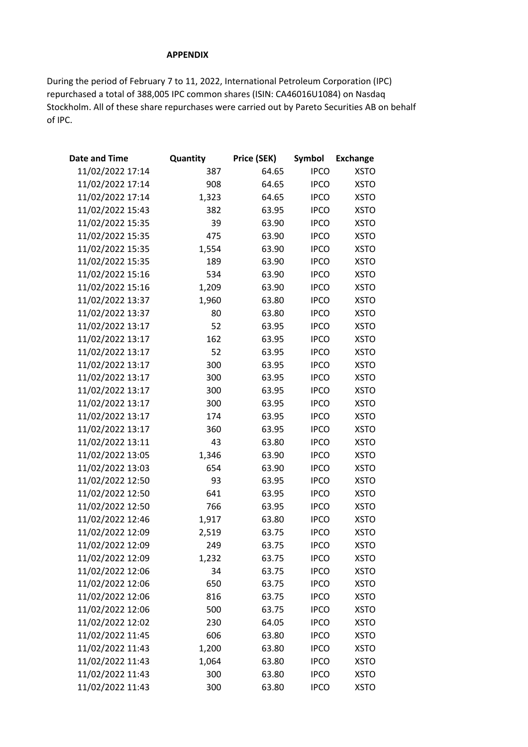**APPENDIX**

During the period of February 7 to 11, 2022, International Petroleum Corporation (IPC) repurchased a total of 388,005 IPC common shares (ISIN: CA46016U1084) on Nasdaq Stockholm. All of these share repurchases were carried out by Pareto Securities AB on behalf of IPC.

| Date and Time | Quantity | Price (SEK) | Symbol | Exchange |
|---|---|---|---|---|
| 11/02/2022 17:14 | 387 | 64.65 | IPCO | XSTO |
| 11/02/2022 17:14 | 908 | 64.65 | IPCO | XSTO |
| 11/02/2022 17:14 | 1,323 | 64.65 | IPCO | XSTO |
| 11/02/2022 15:43 | 382 | 63.95 | IPCO | XSTO |
| 11/02/2022 15:35 | 39 | 63.90 | IPCO | XSTO |
| 11/02/2022 15:35 | 475 | 63.90 | IPCO | XSTO |
| 11/02/2022 15:35 | 1,554 | 63.90 | IPCO | XSTO |
| 11/02/2022 15:35 | 189 | 63.90 | IPCO | XSTO |
| 11/02/2022 15:16 | 534 | 63.90 | IPCO | XSTO |
| 11/02/2022 15:16 | 1,209 | 63.90 | IPCO | XSTO |
| 11/02/2022 13:37 | 1,960 | 63.80 | IPCO | XSTO |
| 11/02/2022 13:37 | 80 | 63.80 | IPCO | XSTO |
| 11/02/2022 13:17 | 52 | 63.95 | IPCO | XSTO |
| 11/02/2022 13:17 | 162 | 63.95 | IPCO | XSTO |
| 11/02/2022 13:17 | 52 | 63.95 | IPCO | XSTO |
| 11/02/2022 13:17 | 300 | 63.95 | IPCO | XSTO |
| 11/02/2022 13:17 | 300 | 63.95 | IPCO | XSTO |
| 11/02/2022 13:17 | 300 | 63.95 | IPCO | XSTO |
| 11/02/2022 13:17 | 300 | 63.95 | IPCO | XSTO |
| 11/02/2022 13:17 | 174 | 63.95 | IPCO | XSTO |
| 11/02/2022 13:17 | 360 | 63.95 | IPCO | XSTO |
| 11/02/2022 13:11 | 43 | 63.80 | IPCO | XSTO |
| 11/02/2022 13:05 | 1,346 | 63.90 | IPCO | XSTO |
| 11/02/2022 13:03 | 654 | 63.90 | IPCO | XSTO |
| 11/02/2022 12:50 | 93 | 63.95 | IPCO | XSTO |
| 11/02/2022 12:50 | 641 | 63.95 | IPCO | XSTO |
| 11/02/2022 12:50 | 766 | 63.95 | IPCO | XSTO |
| 11/02/2022 12:46 | 1,917 | 63.80 | IPCO | XSTO |
| 11/02/2022 12:09 | 2,519 | 63.75 | IPCO | XSTO |
| 11/02/2022 12:09 | 249 | 63.75 | IPCO | XSTO |
| 11/02/2022 12:09 | 1,232 | 63.75 | IPCO | XSTO |
| 11/02/2022 12:06 | 34 | 63.75 | IPCO | XSTO |
| 11/02/2022 12:06 | 650 | 63.75 | IPCO | XSTO |
| 11/02/2022 12:06 | 816 | 63.75 | IPCO | XSTO |
| 11/02/2022 12:06 | 500 | 63.75 | IPCO | XSTO |
| 11/02/2022 12:02 | 230 | 64.05 | IPCO | XSTO |
| 11/02/2022 11:45 | 606 | 63.80 | IPCO | XSTO |
| 11/02/2022 11:43 | 1,200 | 63.80 | IPCO | XSTO |
| 11/02/2022 11:43 | 1,064 | 63.80 | IPCO | XSTO |
| 11/02/2022 11:43 | 300 | 63.80 | IPCO | XSTO |
| 11/02/2022 11:43 | 300 | 63.80 | IPCO | XSTO |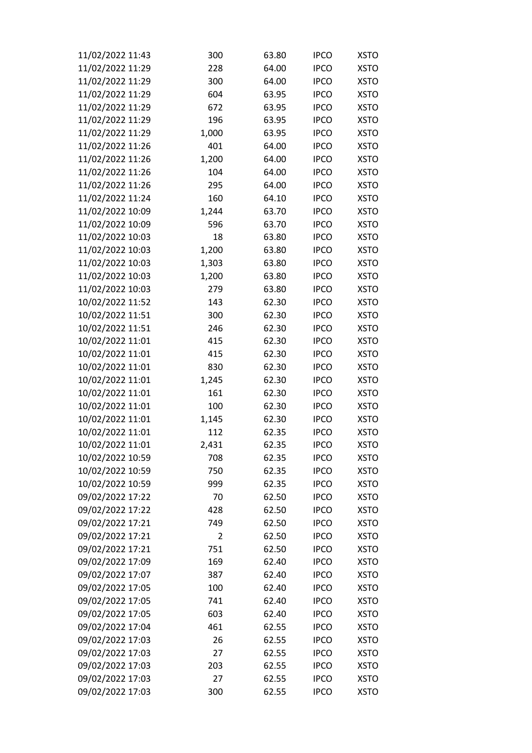| | | | | |
|---|---|---|---|---|
| 11/02/2022 11:43 | 300 | 63.80 | IPCO | XSTO |
| 11/02/2022 11:29 | 228 | 64.00 | IPCO | XSTO |
| 11/02/2022 11:29 | 300 | 64.00 | IPCO | XSTO |
| 11/02/2022 11:29 | 604 | 63.95 | IPCO | XSTO |
| 11/02/2022 11:29 | 672 | 63.95 | IPCO | XSTO |
| 11/02/2022 11:29 | 196 | 63.95 | IPCO | XSTO |
| 11/02/2022 11:29 | 1,000 | 63.95 | IPCO | XSTO |
| 11/02/2022 11:26 | 401 | 64.00 | IPCO | XSTO |
| 11/02/2022 11:26 | 1,200 | 64.00 | IPCO | XSTO |
| 11/02/2022 11:26 | 104 | 64.00 | IPCO | XSTO |
| 11/02/2022 11:26 | 295 | 64.00 | IPCO | XSTO |
| 11/02/2022 11:24 | 160 | 64.10 | IPCO | XSTO |
| 11/02/2022 10:09 | 1,244 | 63.70 | IPCO | XSTO |
| 11/02/2022 10:09 | 596 | 63.70 | IPCO | XSTO |
| 11/02/2022 10:03 | 18 | 63.80 | IPCO | XSTO |
| 11/02/2022 10:03 | 1,200 | 63.80 | IPCO | XSTO |
| 11/02/2022 10:03 | 1,303 | 63.80 | IPCO | XSTO |
| 11/02/2022 10:03 | 1,200 | 63.80 | IPCO | XSTO |
| 11/02/2022 10:03 | 279 | 63.80 | IPCO | XSTO |
| 10/02/2022 11:52 | 143 | 62.30 | IPCO | XSTO |
| 10/02/2022 11:51 | 300 | 62.30 | IPCO | XSTO |
| 10/02/2022 11:51 | 246 | 62.30 | IPCO | XSTO |
| 10/02/2022 11:01 | 415 | 62.30 | IPCO | XSTO |
| 10/02/2022 11:01 | 415 | 62.30 | IPCO | XSTO |
| 10/02/2022 11:01 | 830 | 62.30 | IPCO | XSTO |
| 10/02/2022 11:01 | 1,245 | 62.30 | IPCO | XSTO |
| 10/02/2022 11:01 | 161 | 62.30 | IPCO | XSTO |
| 10/02/2022 11:01 | 100 | 62.30 | IPCO | XSTO |
| 10/02/2022 11:01 | 1,145 | 62.30 | IPCO | XSTO |
| 10/02/2022 11:01 | 112 | 62.35 | IPCO | XSTO |
| 10/02/2022 11:01 | 2,431 | 62.35 | IPCO | XSTO |
| 10/02/2022 10:59 | 708 | 62.35 | IPCO | XSTO |
| 10/02/2022 10:59 | 750 | 62.35 | IPCO | XSTO |
| 10/02/2022 10:59 | 999 | 62.35 | IPCO | XSTO |
| 09/02/2022 17:22 | 70 | 62.50 | IPCO | XSTO |
| 09/02/2022 17:22 | 428 | 62.50 | IPCO | XSTO |
| 09/02/2022 17:21 | 749 | 62.50 | IPCO | XSTO |
| 09/02/2022 17:21 | 2 | 62.50 | IPCO | XSTO |
| 09/02/2022 17:21 | 751 | 62.50 | IPCO | XSTO |
| 09/02/2022 17:09 | 169 | 62.40 | IPCO | XSTO |
| 09/02/2022 17:07 | 387 | 62.40 | IPCO | XSTO |
| 09/02/2022 17:05 | 100 | 62.40 | IPCO | XSTO |
| 09/02/2022 17:05 | 741 | 62.40 | IPCO | XSTO |
| 09/02/2022 17:05 | 603 | 62.40 | IPCO | XSTO |
| 09/02/2022 17:04 | 461 | 62.55 | IPCO | XSTO |
| 09/02/2022 17:03 | 26 | 62.55 | IPCO | XSTO |
| 09/02/2022 17:03 | 27 | 62.55 | IPCO | XSTO |
| 09/02/2022 17:03 | 203 | 62.55 | IPCO | XSTO |
| 09/02/2022 17:03 | 27 | 62.55 | IPCO | XSTO |
| 09/02/2022 17:03 | 300 | 62.55 | IPCO | XSTO |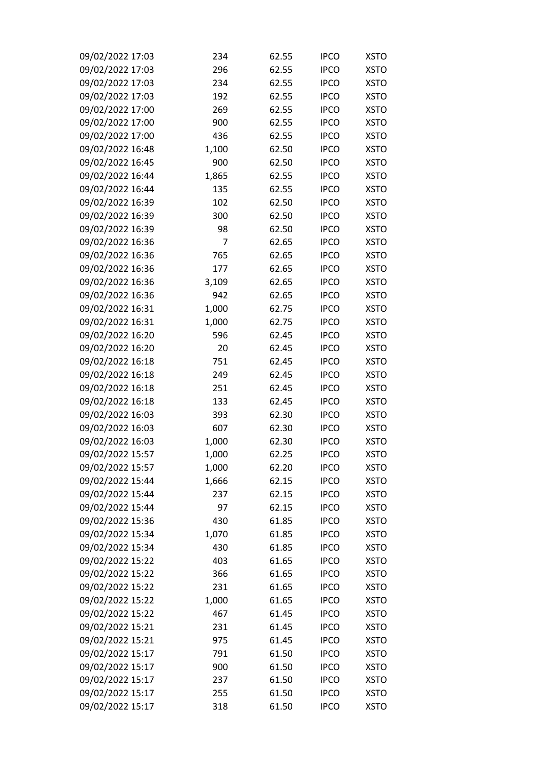| | | | | |
|---|---|---|---|---|
| 09/02/2022 17:03 | 234 | 62.55 | IPCO | XSTO |
| 09/02/2022 17:03 | 296 | 62.55 | IPCO | XSTO |
| 09/02/2022 17:03 | 234 | 62.55 | IPCO | XSTO |
| 09/02/2022 17:03 | 192 | 62.55 | IPCO | XSTO |
| 09/02/2022 17:00 | 269 | 62.55 | IPCO | XSTO |
| 09/02/2022 17:00 | 900 | 62.55 | IPCO | XSTO |
| 09/02/2022 17:00 | 436 | 62.55 | IPCO | XSTO |
| 09/02/2022 16:48 | 1,100 | 62.50 | IPCO | XSTO |
| 09/02/2022 16:45 | 900 | 62.50 | IPCO | XSTO |
| 09/02/2022 16:44 | 1,865 | 62.55 | IPCO | XSTO |
| 09/02/2022 16:44 | 135 | 62.55 | IPCO | XSTO |
| 09/02/2022 16:39 | 102 | 62.50 | IPCO | XSTO |
| 09/02/2022 16:39 | 300 | 62.50 | IPCO | XSTO |
| 09/02/2022 16:39 | 98 | 62.50 | IPCO | XSTO |
| 09/02/2022 16:36 | 7 | 62.65 | IPCO | XSTO |
| 09/02/2022 16:36 | 765 | 62.65 | IPCO | XSTO |
| 09/02/2022 16:36 | 177 | 62.65 | IPCO | XSTO |
| 09/02/2022 16:36 | 3,109 | 62.65 | IPCO | XSTO |
| 09/02/2022 16:36 | 942 | 62.65 | IPCO | XSTO |
| 09/02/2022 16:31 | 1,000 | 62.75 | IPCO | XSTO |
| 09/02/2022 16:31 | 1,000 | 62.75 | IPCO | XSTO |
| 09/02/2022 16:20 | 596 | 62.45 | IPCO | XSTO |
| 09/02/2022 16:20 | 20 | 62.45 | IPCO | XSTO |
| 09/02/2022 16:18 | 751 | 62.45 | IPCO | XSTO |
| 09/02/2022 16:18 | 249 | 62.45 | IPCO | XSTO |
| 09/02/2022 16:18 | 251 | 62.45 | IPCO | XSTO |
| 09/02/2022 16:18 | 133 | 62.45 | IPCO | XSTO |
| 09/02/2022 16:03 | 393 | 62.30 | IPCO | XSTO |
| 09/02/2022 16:03 | 607 | 62.30 | IPCO | XSTO |
| 09/02/2022 16:03 | 1,000 | 62.30 | IPCO | XSTO |
| 09/02/2022 15:57 | 1,000 | 62.25 | IPCO | XSTO |
| 09/02/2022 15:57 | 1,000 | 62.20 | IPCO | XSTO |
| 09/02/2022 15:44 | 1,666 | 62.15 | IPCO | XSTO |
| 09/02/2022 15:44 | 237 | 62.15 | IPCO | XSTO |
| 09/02/2022 15:44 | 97 | 62.15 | IPCO | XSTO |
| 09/02/2022 15:36 | 430 | 61.85 | IPCO | XSTO |
| 09/02/2022 15:34 | 1,070 | 61.85 | IPCO | XSTO |
| 09/02/2022 15:34 | 430 | 61.85 | IPCO | XSTO |
| 09/02/2022 15:22 | 403 | 61.65 | IPCO | XSTO |
| 09/02/2022 15:22 | 366 | 61.65 | IPCO | XSTO |
| 09/02/2022 15:22 | 231 | 61.65 | IPCO | XSTO |
| 09/02/2022 15:22 | 1,000 | 61.65 | IPCO | XSTO |
| 09/02/2022 15:22 | 467 | 61.45 | IPCO | XSTO |
| 09/02/2022 15:21 | 231 | 61.45 | IPCO | XSTO |
| 09/02/2022 15:21 | 975 | 61.45 | IPCO | XSTO |
| 09/02/2022 15:17 | 791 | 61.50 | IPCO | XSTO |
| 09/02/2022 15:17 | 900 | 61.50 | IPCO | XSTO |
| 09/02/2022 15:17 | 237 | 61.50 | IPCO | XSTO |
| 09/02/2022 15:17 | 255 | 61.50 | IPCO | XSTO |
| 09/02/2022 15:17 | 318 | 61.50 | IPCO | XSTO |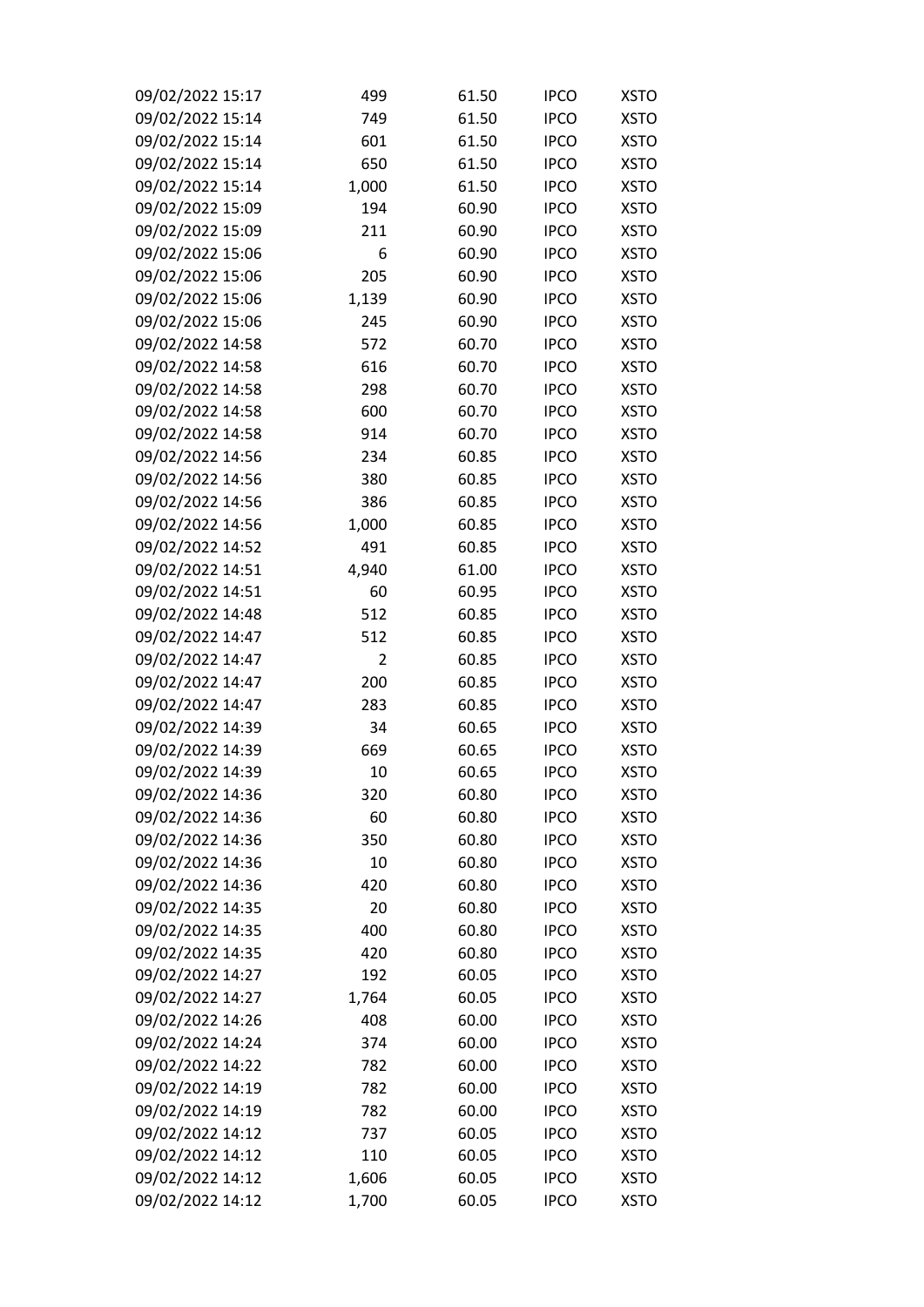| | | | | |
|---|---|---|---|---|
| 09/02/2022 15:17 | 499 | 61.50 | IPCO | XSTO |
| 09/02/2022 15:14 | 749 | 61.50 | IPCO | XSTO |
| 09/02/2022 15:14 | 601 | 61.50 | IPCO | XSTO |
| 09/02/2022 15:14 | 650 | 61.50 | IPCO | XSTO |
| 09/02/2022 15:14 | 1,000 | 61.50 | IPCO | XSTO |
| 09/02/2022 15:09 | 194 | 60.90 | IPCO | XSTO |
| 09/02/2022 15:09 | 211 | 60.90 | IPCO | XSTO |
| 09/02/2022 15:06 | 6 | 60.90 | IPCO | XSTO |
| 09/02/2022 15:06 | 205 | 60.90 | IPCO | XSTO |
| 09/02/2022 15:06 | 1,139 | 60.90 | IPCO | XSTO |
| 09/02/2022 15:06 | 245 | 60.90 | IPCO | XSTO |
| 09/02/2022 14:58 | 572 | 60.70 | IPCO | XSTO |
| 09/02/2022 14:58 | 616 | 60.70 | IPCO | XSTO |
| 09/02/2022 14:58 | 298 | 60.70 | IPCO | XSTO |
| 09/02/2022 14:58 | 600 | 60.70 | IPCO | XSTO |
| 09/02/2022 14:58 | 914 | 60.70 | IPCO | XSTO |
| 09/02/2022 14:56 | 234 | 60.85 | IPCO | XSTO |
| 09/02/2022 14:56 | 380 | 60.85 | IPCO | XSTO |
| 09/02/2022 14:56 | 386 | 60.85 | IPCO | XSTO |
| 09/02/2022 14:56 | 1,000 | 60.85 | IPCO | XSTO |
| 09/02/2022 14:52 | 491 | 60.85 | IPCO | XSTO |
| 09/02/2022 14:51 | 4,940 | 61.00 | IPCO | XSTO |
| 09/02/2022 14:51 | 60 | 60.95 | IPCO | XSTO |
| 09/02/2022 14:48 | 512 | 60.85 | IPCO | XSTO |
| 09/02/2022 14:47 | 512 | 60.85 | IPCO | XSTO |
| 09/02/2022 14:47 | 2 | 60.85 | IPCO | XSTO |
| 09/02/2022 14:47 | 200 | 60.85 | IPCO | XSTO |
| 09/02/2022 14:47 | 283 | 60.85 | IPCO | XSTO |
| 09/02/2022 14:39 | 34 | 60.65 | IPCO | XSTO |
| 09/02/2022 14:39 | 669 | 60.65 | IPCO | XSTO |
| 09/02/2022 14:39 | 10 | 60.65 | IPCO | XSTO |
| 09/02/2022 14:36 | 320 | 60.80 | IPCO | XSTO |
| 09/02/2022 14:36 | 60 | 60.80 | IPCO | XSTO |
| 09/02/2022 14:36 | 350 | 60.80 | IPCO | XSTO |
| 09/02/2022 14:36 | 10 | 60.80 | IPCO | XSTO |
| 09/02/2022 14:36 | 420 | 60.80 | IPCO | XSTO |
| 09/02/2022 14:35 | 20 | 60.80 | IPCO | XSTO |
| 09/02/2022 14:35 | 400 | 60.80 | IPCO | XSTO |
| 09/02/2022 14:35 | 420 | 60.80 | IPCO | XSTO |
| 09/02/2022 14:27 | 192 | 60.05 | IPCO | XSTO |
| 09/02/2022 14:27 | 1,764 | 60.05 | IPCO | XSTO |
| 09/02/2022 14:26 | 408 | 60.00 | IPCO | XSTO |
| 09/02/2022 14:24 | 374 | 60.00 | IPCO | XSTO |
| 09/02/2022 14:22 | 782 | 60.00 | IPCO | XSTO |
| 09/02/2022 14:19 | 782 | 60.00 | IPCO | XSTO |
| 09/02/2022 14:19 | 782 | 60.00 | IPCO | XSTO |
| 09/02/2022 14:12 | 737 | 60.05 | IPCO | XSTO |
| 09/02/2022 14:12 | 110 | 60.05 | IPCO | XSTO |
| 09/02/2022 14:12 | 1,606 | 60.05 | IPCO | XSTO |
| 09/02/2022 14:12 | 1,700 | 60.05 | IPCO | XSTO |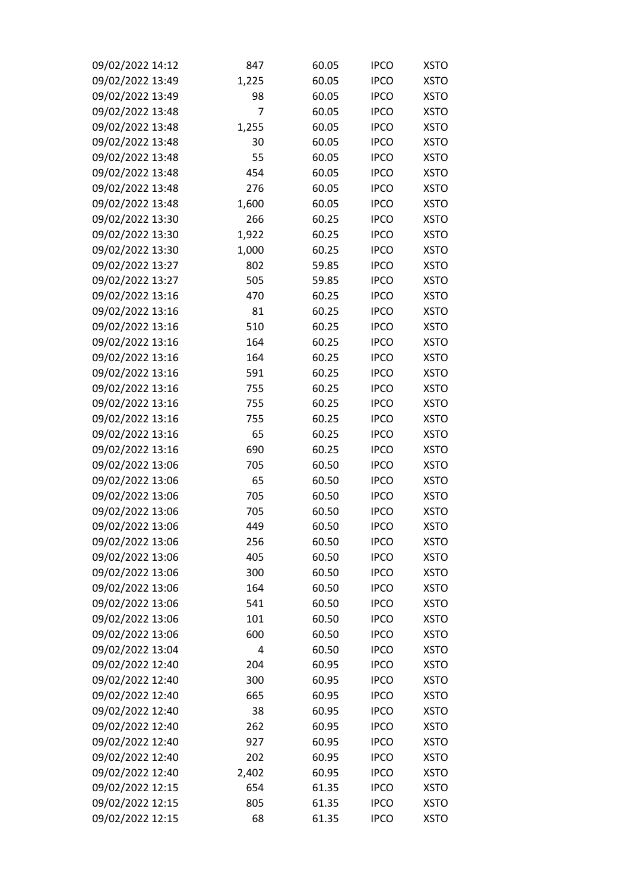| | | | | |
|---|---|---|---|---|
| 09/02/2022 14:12 | 847 | 60.05 | IPCO | XSTO |
| 09/02/2022 13:49 | 1,225 | 60.05 | IPCO | XSTO |
| 09/02/2022 13:49 | 98 | 60.05 | IPCO | XSTO |
| 09/02/2022 13:48 | 7 | 60.05 | IPCO | XSTO |
| 09/02/2022 13:48 | 1,255 | 60.05 | IPCO | XSTO |
| 09/02/2022 13:48 | 30 | 60.05 | IPCO | XSTO |
| 09/02/2022 13:48 | 55 | 60.05 | IPCO | XSTO |
| 09/02/2022 13:48 | 454 | 60.05 | IPCO | XSTO |
| 09/02/2022 13:48 | 276 | 60.05 | IPCO | XSTO |
| 09/02/2022 13:48 | 1,600 | 60.05 | IPCO | XSTO |
| 09/02/2022 13:30 | 266 | 60.25 | IPCO | XSTO |
| 09/02/2022 13:30 | 1,922 | 60.25 | IPCO | XSTO |
| 09/02/2022 13:30 | 1,000 | 60.25 | IPCO | XSTO |
| 09/02/2022 13:27 | 802 | 59.85 | IPCO | XSTO |
| 09/02/2022 13:27 | 505 | 59.85 | IPCO | XSTO |
| 09/02/2022 13:16 | 470 | 60.25 | IPCO | XSTO |
| 09/02/2022 13:16 | 81 | 60.25 | IPCO | XSTO |
| 09/02/2022 13:16 | 510 | 60.25 | IPCO | XSTO |
| 09/02/2022 13:16 | 164 | 60.25 | IPCO | XSTO |
| 09/02/2022 13:16 | 164 | 60.25 | IPCO | XSTO |
| 09/02/2022 13:16 | 591 | 60.25 | IPCO | XSTO |
| 09/02/2022 13:16 | 755 | 60.25 | IPCO | XSTO |
| 09/02/2022 13:16 | 755 | 60.25 | IPCO | XSTO |
| 09/02/2022 13:16 | 755 | 60.25 | IPCO | XSTO |
| 09/02/2022 13:16 | 65 | 60.25 | IPCO | XSTO |
| 09/02/2022 13:16 | 690 | 60.25 | IPCO | XSTO |
| 09/02/2022 13:06 | 705 | 60.50 | IPCO | XSTO |
| 09/02/2022 13:06 | 65 | 60.50 | IPCO | XSTO |
| 09/02/2022 13:06 | 705 | 60.50 | IPCO | XSTO |
| 09/02/2022 13:06 | 705 | 60.50 | IPCO | XSTO |
| 09/02/2022 13:06 | 449 | 60.50 | IPCO | XSTO |
| 09/02/2022 13:06 | 256 | 60.50 | IPCO | XSTO |
| 09/02/2022 13:06 | 405 | 60.50 | IPCO | XSTO |
| 09/02/2022 13:06 | 300 | 60.50 | IPCO | XSTO |
| 09/02/2022 13:06 | 164 | 60.50 | IPCO | XSTO |
| 09/02/2022 13:06 | 541 | 60.50 | IPCO | XSTO |
| 09/02/2022 13:06 | 101 | 60.50 | IPCO | XSTO |
| 09/02/2022 13:06 | 600 | 60.50 | IPCO | XSTO |
| 09/02/2022 13:04 | 4 | 60.50 | IPCO | XSTO |
| 09/02/2022 12:40 | 204 | 60.95 | IPCO | XSTO |
| 09/02/2022 12:40 | 300 | 60.95 | IPCO | XSTO |
| 09/02/2022 12:40 | 665 | 60.95 | IPCO | XSTO |
| 09/02/2022 12:40 | 38 | 60.95 | IPCO | XSTO |
| 09/02/2022 12:40 | 262 | 60.95 | IPCO | XSTO |
| 09/02/2022 12:40 | 927 | 60.95 | IPCO | XSTO |
| 09/02/2022 12:40 | 202 | 60.95 | IPCO | XSTO |
| 09/02/2022 12:40 | 2,402 | 60.95 | IPCO | XSTO |
| 09/02/2022 12:15 | 654 | 61.35 | IPCO | XSTO |
| 09/02/2022 12:15 | 805 | 61.35 | IPCO | XSTO |
| 09/02/2022 12:15 | 68 | 61.35 | IPCO | XSTO |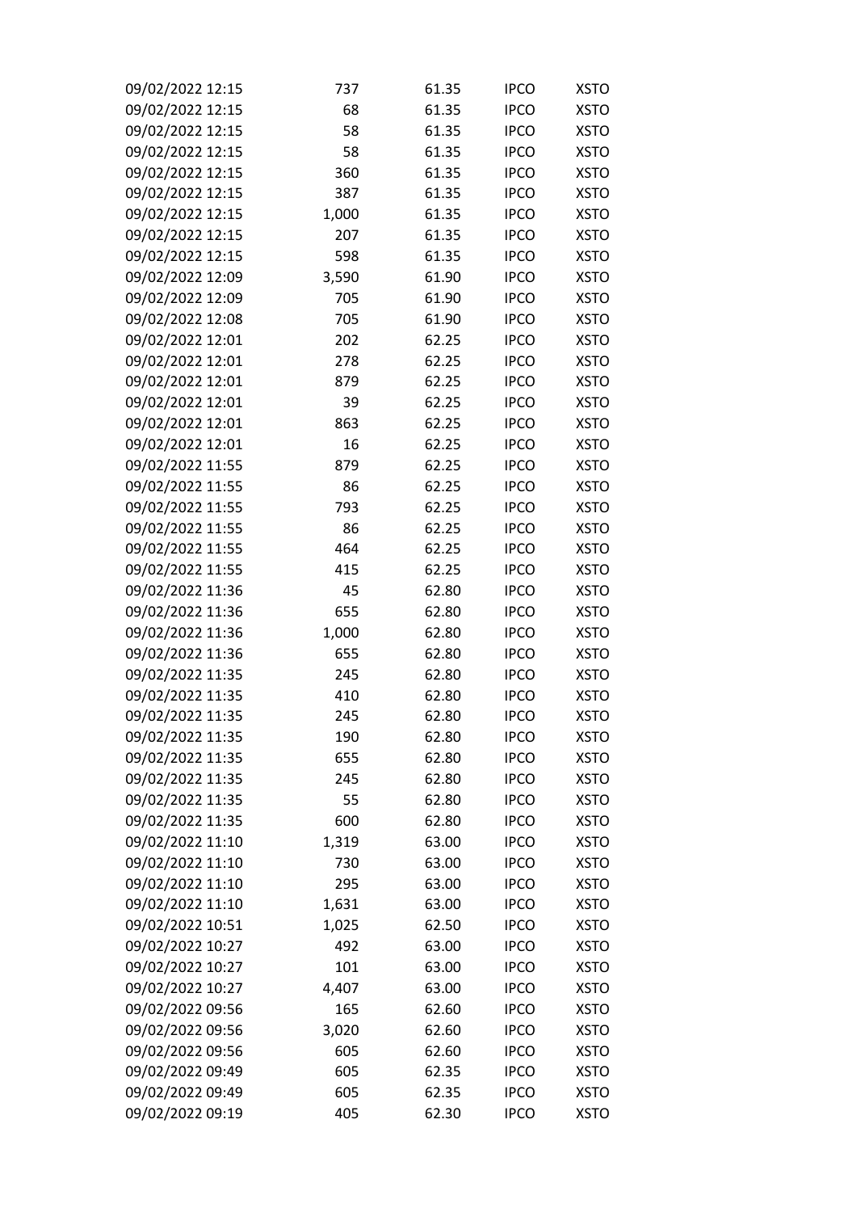| | | | | |
|---|---|---|---|---|
| 09/02/2022 12:15 | 737 | 61.35 | IPCO | XSTO |
| 09/02/2022 12:15 | 68 | 61.35 | IPCO | XSTO |
| 09/02/2022 12:15 | 58 | 61.35 | IPCO | XSTO |
| 09/02/2022 12:15 | 58 | 61.35 | IPCO | XSTO |
| 09/02/2022 12:15 | 360 | 61.35 | IPCO | XSTO |
| 09/02/2022 12:15 | 387 | 61.35 | IPCO | XSTO |
| 09/02/2022 12:15 | 1,000 | 61.35 | IPCO | XSTO |
| 09/02/2022 12:15 | 207 | 61.35 | IPCO | XSTO |
| 09/02/2022 12:15 | 598 | 61.35 | IPCO | XSTO |
| 09/02/2022 12:09 | 3,590 | 61.90 | IPCO | XSTO |
| 09/02/2022 12:09 | 705 | 61.90 | IPCO | XSTO |
| 09/02/2022 12:08 | 705 | 61.90 | IPCO | XSTO |
| 09/02/2022 12:01 | 202 | 62.25 | IPCO | XSTO |
| 09/02/2022 12:01 | 278 | 62.25 | IPCO | XSTO |
| 09/02/2022 12:01 | 879 | 62.25 | IPCO | XSTO |
| 09/02/2022 12:01 | 39 | 62.25 | IPCO | XSTO |
| 09/02/2022 12:01 | 863 | 62.25 | IPCO | XSTO |
| 09/02/2022 12:01 | 16 | 62.25 | IPCO | XSTO |
| 09/02/2022 11:55 | 879 | 62.25 | IPCO | XSTO |
| 09/02/2022 11:55 | 86 | 62.25 | IPCO | XSTO |
| 09/02/2022 11:55 | 793 | 62.25 | IPCO | XSTO |
| 09/02/2022 11:55 | 86 | 62.25 | IPCO | XSTO |
| 09/02/2022 11:55 | 464 | 62.25 | IPCO | XSTO |
| 09/02/2022 11:55 | 415 | 62.25 | IPCO | XSTO |
| 09/02/2022 11:36 | 45 | 62.80 | IPCO | XSTO |
| 09/02/2022 11:36 | 655 | 62.80 | IPCO | XSTO |
| 09/02/2022 11:36 | 1,000 | 62.80 | IPCO | XSTO |
| 09/02/2022 11:36 | 655 | 62.80 | IPCO | XSTO |
| 09/02/2022 11:35 | 245 | 62.80 | IPCO | XSTO |
| 09/02/2022 11:35 | 410 | 62.80 | IPCO | XSTO |
| 09/02/2022 11:35 | 245 | 62.80 | IPCO | XSTO |
| 09/02/2022 11:35 | 190 | 62.80 | IPCO | XSTO |
| 09/02/2022 11:35 | 655 | 62.80 | IPCO | XSTO |
| 09/02/2022 11:35 | 245 | 62.80 | IPCO | XSTO |
| 09/02/2022 11:35 | 55 | 62.80 | IPCO | XSTO |
| 09/02/2022 11:35 | 600 | 62.80 | IPCO | XSTO |
| 09/02/2022 11:10 | 1,319 | 63.00 | IPCO | XSTO |
| 09/02/2022 11:10 | 730 | 63.00 | IPCO | XSTO |
| 09/02/2022 11:10 | 295 | 63.00 | IPCO | XSTO |
| 09/02/2022 11:10 | 1,631 | 63.00 | IPCO | XSTO |
| 09/02/2022 10:51 | 1,025 | 62.50 | IPCO | XSTO |
| 09/02/2022 10:27 | 492 | 63.00 | IPCO | XSTO |
| 09/02/2022 10:27 | 101 | 63.00 | IPCO | XSTO |
| 09/02/2022 10:27 | 4,407 | 63.00 | IPCO | XSTO |
| 09/02/2022 09:56 | 165 | 62.60 | IPCO | XSTO |
| 09/02/2022 09:56 | 3,020 | 62.60 | IPCO | XSTO |
| 09/02/2022 09:56 | 605 | 62.60 | IPCO | XSTO |
| 09/02/2022 09:49 | 605 | 62.35 | IPCO | XSTO |
| 09/02/2022 09:49 | 605 | 62.35 | IPCO | XSTO |
| 09/02/2022 09:19 | 405 | 62.30 | IPCO | XSTO |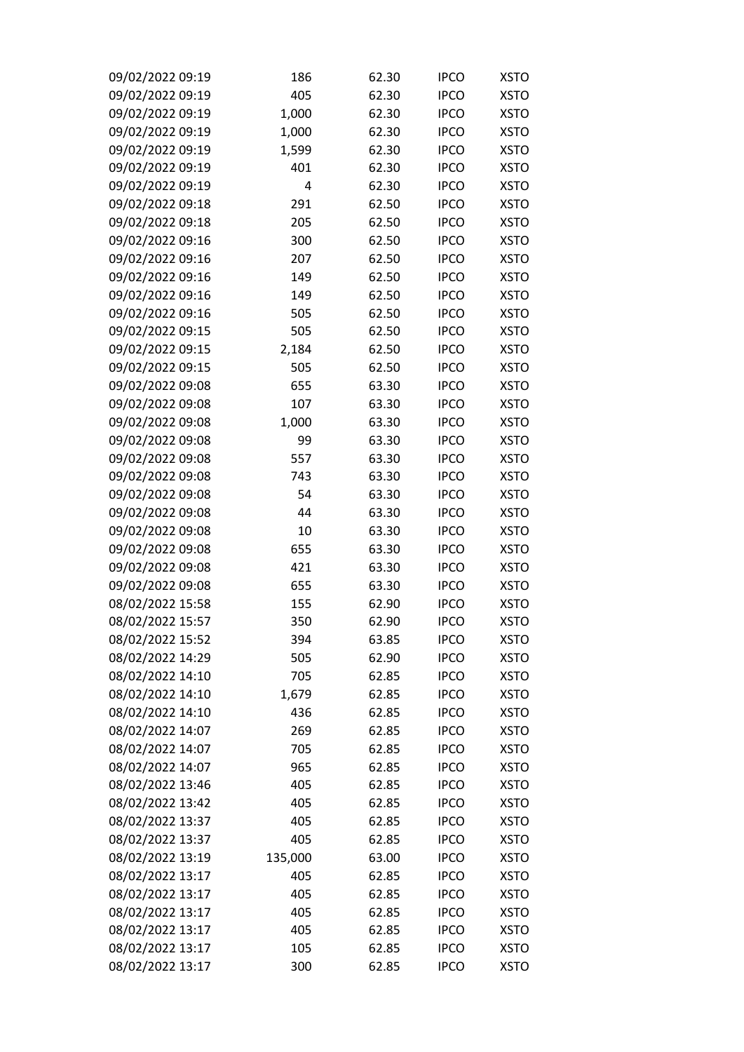| | | | | |
|---|---|---|---|---|
| 09/02/2022 09:19 | 186 | 62.30 | IPCO | XSTO |
| 09/02/2022 09:19 | 405 | 62.30 | IPCO | XSTO |
| 09/02/2022 09:19 | 1,000 | 62.30 | IPCO | XSTO |
| 09/02/2022 09:19 | 1,000 | 62.30 | IPCO | XSTO |
| 09/02/2022 09:19 | 1,599 | 62.30 | IPCO | XSTO |
| 09/02/2022 09:19 | 401 | 62.30 | IPCO | XSTO |
| 09/02/2022 09:19 | 4 | 62.30 | IPCO | XSTO |
| 09/02/2022 09:18 | 291 | 62.50 | IPCO | XSTO |
| 09/02/2022 09:18 | 205 | 62.50 | IPCO | XSTO |
| 09/02/2022 09:16 | 300 | 62.50 | IPCO | XSTO |
| 09/02/2022 09:16 | 207 | 62.50 | IPCO | XSTO |
| 09/02/2022 09:16 | 149 | 62.50 | IPCO | XSTO |
| 09/02/2022 09:16 | 149 | 62.50 | IPCO | XSTO |
| 09/02/2022 09:16 | 505 | 62.50 | IPCO | XSTO |
| 09/02/2022 09:15 | 505 | 62.50 | IPCO | XSTO |
| 09/02/2022 09:15 | 2,184 | 62.50 | IPCO | XSTO |
| 09/02/2022 09:15 | 505 | 62.50 | IPCO | XSTO |
| 09/02/2022 09:08 | 655 | 63.30 | IPCO | XSTO |
| 09/02/2022 09:08 | 107 | 63.30 | IPCO | XSTO |
| 09/02/2022 09:08 | 1,000 | 63.30 | IPCO | XSTO |
| 09/02/2022 09:08 | 99 | 63.30 | IPCO | XSTO |
| 09/02/2022 09:08 | 557 | 63.30 | IPCO | XSTO |
| 09/02/2022 09:08 | 743 | 63.30 | IPCO | XSTO |
| 09/02/2022 09:08 | 54 | 63.30 | IPCO | XSTO |
| 09/02/2022 09:08 | 44 | 63.30 | IPCO | XSTO |
| 09/02/2022 09:08 | 10 | 63.30 | IPCO | XSTO |
| 09/02/2022 09:08 | 655 | 63.30 | IPCO | XSTO |
| 09/02/2022 09:08 | 421 | 63.30 | IPCO | XSTO |
| 09/02/2022 09:08 | 655 | 63.30 | IPCO | XSTO |
| 08/02/2022 15:58 | 155 | 62.90 | IPCO | XSTO |
| 08/02/2022 15:57 | 350 | 62.90 | IPCO | XSTO |
| 08/02/2022 15:52 | 394 | 63.85 | IPCO | XSTO |
| 08/02/2022 14:29 | 505 | 62.90 | IPCO | XSTO |
| 08/02/2022 14:10 | 705 | 62.85 | IPCO | XSTO |
| 08/02/2022 14:10 | 1,679 | 62.85 | IPCO | XSTO |
| 08/02/2022 14:10 | 436 | 62.85 | IPCO | XSTO |
| 08/02/2022 14:07 | 269 | 62.85 | IPCO | XSTO |
| 08/02/2022 14:07 | 705 | 62.85 | IPCO | XSTO |
| 08/02/2022 14:07 | 965 | 62.85 | IPCO | XSTO |
| 08/02/2022 13:46 | 405 | 62.85 | IPCO | XSTO |
| 08/02/2022 13:42 | 405 | 62.85 | IPCO | XSTO |
| 08/02/2022 13:37 | 405 | 62.85 | IPCO | XSTO |
| 08/02/2022 13:37 | 405 | 62.85 | IPCO | XSTO |
| 08/02/2022 13:19 | 135,000 | 63.00 | IPCO | XSTO |
| 08/02/2022 13:17 | 405 | 62.85 | IPCO | XSTO |
| 08/02/2022 13:17 | 405 | 62.85 | IPCO | XSTO |
| 08/02/2022 13:17 | 405 | 62.85 | IPCO | XSTO |
| 08/02/2022 13:17 | 405 | 62.85 | IPCO | XSTO |
| 08/02/2022 13:17 | 105 | 62.85 | IPCO | XSTO |
| 08/02/2022 13:17 | 300 | 62.85 | IPCO | XSTO |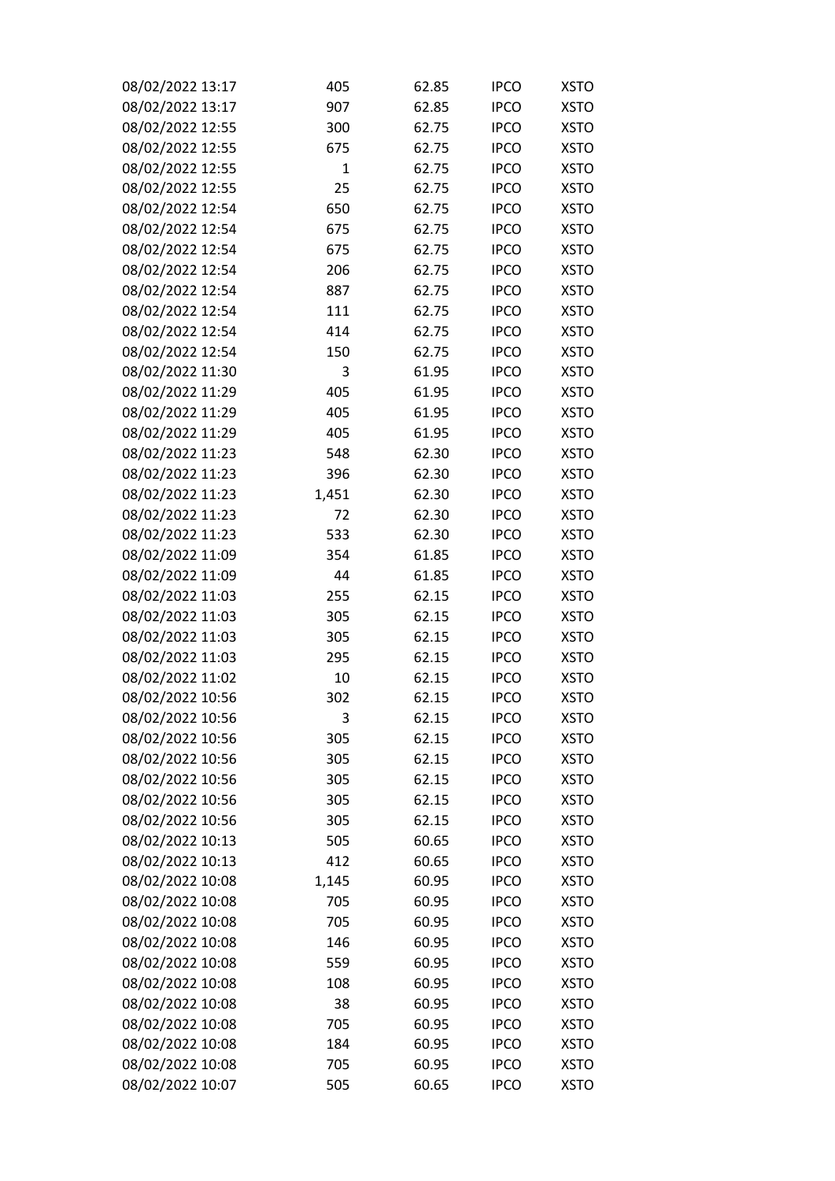| | | | | |
|---|---|---|---|---|
| 08/02/2022 13:17 | 405 | 62.85 | IPCO | XSTO |
| 08/02/2022 13:17 | 907 | 62.85 | IPCO | XSTO |
| 08/02/2022 12:55 | 300 | 62.75 | IPCO | XSTO |
| 08/02/2022 12:55 | 675 | 62.75 | IPCO | XSTO |
| 08/02/2022 12:55 | 1 | 62.75 | IPCO | XSTO |
| 08/02/2022 12:55 | 25 | 62.75 | IPCO | XSTO |
| 08/02/2022 12:54 | 650 | 62.75 | IPCO | XSTO |
| 08/02/2022 12:54 | 675 | 62.75 | IPCO | XSTO |
| 08/02/2022 12:54 | 675 | 62.75 | IPCO | XSTO |
| 08/02/2022 12:54 | 206 | 62.75 | IPCO | XSTO |
| 08/02/2022 12:54 | 887 | 62.75 | IPCO | XSTO |
| 08/02/2022 12:54 | 111 | 62.75 | IPCO | XSTO |
| 08/02/2022 12:54 | 414 | 62.75 | IPCO | XSTO |
| 08/02/2022 12:54 | 150 | 62.75 | IPCO | XSTO |
| 08/02/2022 11:30 | 3 | 61.95 | IPCO | XSTO |
| 08/02/2022 11:29 | 405 | 61.95 | IPCO | XSTO |
| 08/02/2022 11:29 | 405 | 61.95 | IPCO | XSTO |
| 08/02/2022 11:29 | 405 | 61.95 | IPCO | XSTO |
| 08/02/2022 11:23 | 548 | 62.30 | IPCO | XSTO |
| 08/02/2022 11:23 | 396 | 62.30 | IPCO | XSTO |
| 08/02/2022 11:23 | 1,451 | 62.30 | IPCO | XSTO |
| 08/02/2022 11:23 | 72 | 62.30 | IPCO | XSTO |
| 08/02/2022 11:23 | 533 | 62.30 | IPCO | XSTO |
| 08/02/2022 11:09 | 354 | 61.85 | IPCO | XSTO |
| 08/02/2022 11:09 | 44 | 61.85 | IPCO | XSTO |
| 08/02/2022 11:03 | 255 | 62.15 | IPCO | XSTO |
| 08/02/2022 11:03 | 305 | 62.15 | IPCO | XSTO |
| 08/02/2022 11:03 | 305 | 62.15 | IPCO | XSTO |
| 08/02/2022 11:03 | 295 | 62.15 | IPCO | XSTO |
| 08/02/2022 11:02 | 10 | 62.15 | IPCO | XSTO |
| 08/02/2022 10:56 | 302 | 62.15 | IPCO | XSTO |
| 08/02/2022 10:56 | 3 | 62.15 | IPCO | XSTO |
| 08/02/2022 10:56 | 305 | 62.15 | IPCO | XSTO |
| 08/02/2022 10:56 | 305 | 62.15 | IPCO | XSTO |
| 08/02/2022 10:56 | 305 | 62.15 | IPCO | XSTO |
| 08/02/2022 10:56 | 305 | 62.15 | IPCO | XSTO |
| 08/02/2022 10:56 | 305 | 62.15 | IPCO | XSTO |
| 08/02/2022 10:13 | 505 | 60.65 | IPCO | XSTO |
| 08/02/2022 10:13 | 412 | 60.65 | IPCO | XSTO |
| 08/02/2022 10:08 | 1,145 | 60.95 | IPCO | XSTO |
| 08/02/2022 10:08 | 705 | 60.95 | IPCO | XSTO |
| 08/02/2022 10:08 | 705 | 60.95 | IPCO | XSTO |
| 08/02/2022 10:08 | 146 | 60.95 | IPCO | XSTO |
| 08/02/2022 10:08 | 559 | 60.95 | IPCO | XSTO |
| 08/02/2022 10:08 | 108 | 60.95 | IPCO | XSTO |
| 08/02/2022 10:08 | 38 | 60.95 | IPCO | XSTO |
| 08/02/2022 10:08 | 705 | 60.95 | IPCO | XSTO |
| 08/02/2022 10:08 | 184 | 60.95 | IPCO | XSTO |
| 08/02/2022 10:08 | 705 | 60.95 | IPCO | XSTO |
| 08/02/2022 10:07 | 505 | 60.65 | IPCO | XSTO |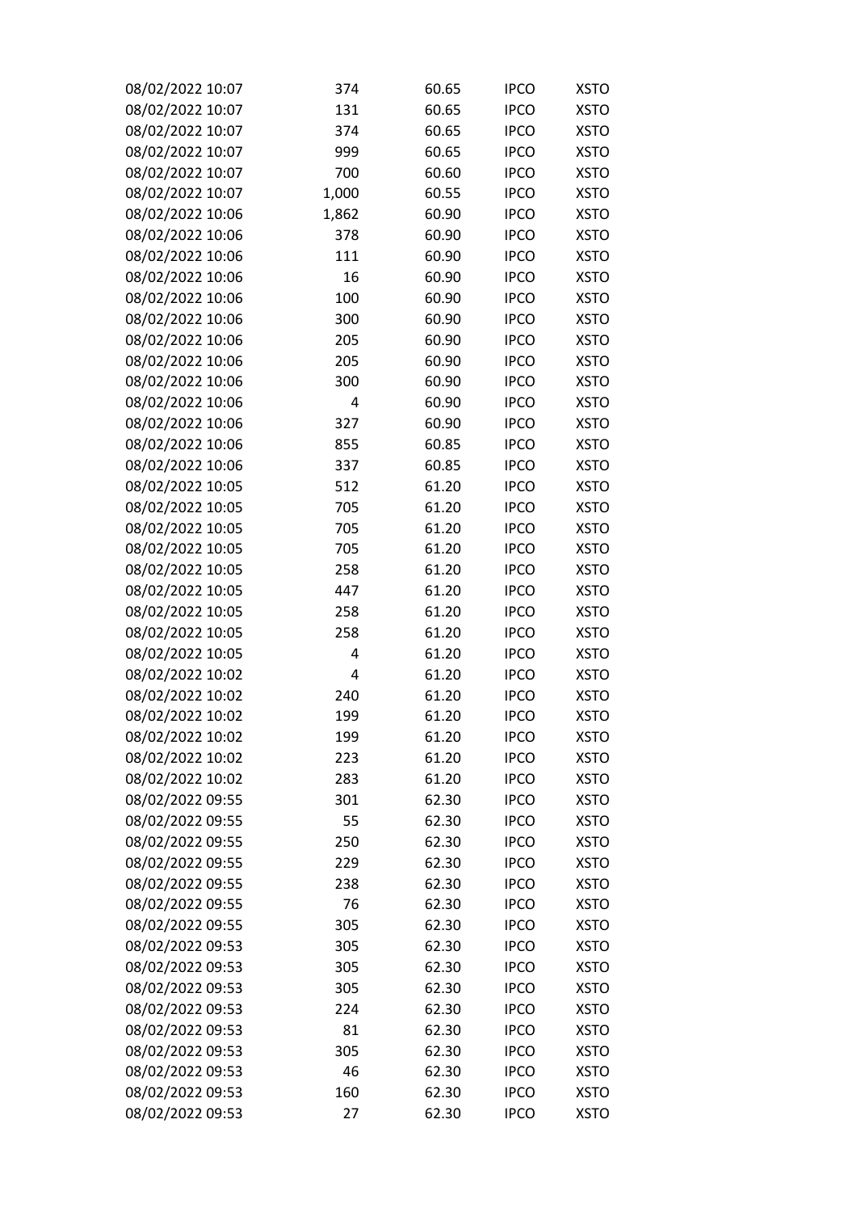| | | | | |
|---|---|---|---|---|
| 08/02/2022 10:07 | 374 | 60.65 | IPCO | XSTO |
| 08/02/2022 10:07 | 131 | 60.65 | IPCO | XSTO |
| 08/02/2022 10:07 | 374 | 60.65 | IPCO | XSTO |
| 08/02/2022 10:07 | 999 | 60.65 | IPCO | XSTO |
| 08/02/2022 10:07 | 700 | 60.60 | IPCO | XSTO |
| 08/02/2022 10:07 | 1,000 | 60.55 | IPCO | XSTO |
| 08/02/2022 10:06 | 1,862 | 60.90 | IPCO | XSTO |
| 08/02/2022 10:06 | 378 | 60.90 | IPCO | XSTO |
| 08/02/2022 10:06 | 111 | 60.90 | IPCO | XSTO |
| 08/02/2022 10:06 | 16 | 60.90 | IPCO | XSTO |
| 08/02/2022 10:06 | 100 | 60.90 | IPCO | XSTO |
| 08/02/2022 10:06 | 300 | 60.90 | IPCO | XSTO |
| 08/02/2022 10:06 | 205 | 60.90 | IPCO | XSTO |
| 08/02/2022 10:06 | 205 | 60.90 | IPCO | XSTO |
| 08/02/2022 10:06 | 300 | 60.90 | IPCO | XSTO |
| 08/02/2022 10:06 | 4 | 60.90 | IPCO | XSTO |
| 08/02/2022 10:06 | 327 | 60.90 | IPCO | XSTO |
| 08/02/2022 10:06 | 855 | 60.85 | IPCO | XSTO |
| 08/02/2022 10:06 | 337 | 60.85 | IPCO | XSTO |
| 08/02/2022 10:05 | 512 | 61.20 | IPCO | XSTO |
| 08/02/2022 10:05 | 705 | 61.20 | IPCO | XSTO |
| 08/02/2022 10:05 | 705 | 61.20 | IPCO | XSTO |
| 08/02/2022 10:05 | 705 | 61.20 | IPCO | XSTO |
| 08/02/2022 10:05 | 258 | 61.20 | IPCO | XSTO |
| 08/02/2022 10:05 | 447 | 61.20 | IPCO | XSTO |
| 08/02/2022 10:05 | 258 | 61.20 | IPCO | XSTO |
| 08/02/2022 10:05 | 258 | 61.20 | IPCO | XSTO |
| 08/02/2022 10:05 | 4 | 61.20 | IPCO | XSTO |
| 08/02/2022 10:02 | 4 | 61.20 | IPCO | XSTO |
| 08/02/2022 10:02 | 240 | 61.20 | IPCO | XSTO |
| 08/02/2022 10:02 | 199 | 61.20 | IPCO | XSTO |
| 08/02/2022 10:02 | 199 | 61.20 | IPCO | XSTO |
| 08/02/2022 10:02 | 223 | 61.20 | IPCO | XSTO |
| 08/02/2022 10:02 | 283 | 61.20 | IPCO | XSTO |
| 08/02/2022 09:55 | 301 | 62.30 | IPCO | XSTO |
| 08/02/2022 09:55 | 55 | 62.30 | IPCO | XSTO |
| 08/02/2022 09:55 | 250 | 62.30 | IPCO | XSTO |
| 08/02/2022 09:55 | 229 | 62.30 | IPCO | XSTO |
| 08/02/2022 09:55 | 238 | 62.30 | IPCO | XSTO |
| 08/02/2022 09:55 | 76 | 62.30 | IPCO | XSTO |
| 08/02/2022 09:55 | 305 | 62.30 | IPCO | XSTO |
| 08/02/2022 09:53 | 305 | 62.30 | IPCO | XSTO |
| 08/02/2022 09:53 | 305 | 62.30 | IPCO | XSTO |
| 08/02/2022 09:53 | 305 | 62.30 | IPCO | XSTO |
| 08/02/2022 09:53 | 224 | 62.30 | IPCO | XSTO |
| 08/02/2022 09:53 | 81 | 62.30 | IPCO | XSTO |
| 08/02/2022 09:53 | 305 | 62.30 | IPCO | XSTO |
| 08/02/2022 09:53 | 46 | 62.30 | IPCO | XSTO |
| 08/02/2022 09:53 | 160 | 62.30 | IPCO | XSTO |
| 08/02/2022 09:53 | 27 | 62.30 | IPCO | XSTO |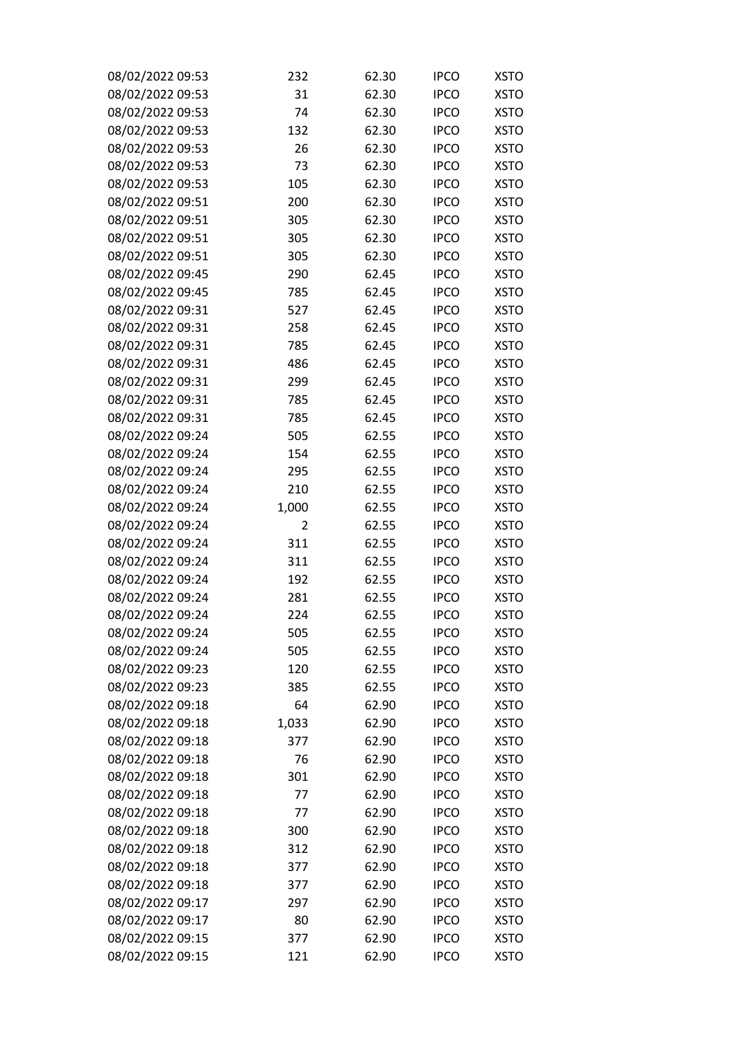| | | | | |
|---|---|---|---|---|
| 08/02/2022 09:53 | 232 | 62.30 | IPCO | XSTO |
| 08/02/2022 09:53 | 31 | 62.30 | IPCO | XSTO |
| 08/02/2022 09:53 | 74 | 62.30 | IPCO | XSTO |
| 08/02/2022 09:53 | 132 | 62.30 | IPCO | XSTO |
| 08/02/2022 09:53 | 26 | 62.30 | IPCO | XSTO |
| 08/02/2022 09:53 | 73 | 62.30 | IPCO | XSTO |
| 08/02/2022 09:53 | 105 | 62.30 | IPCO | XSTO |
| 08/02/2022 09:51 | 200 | 62.30 | IPCO | XSTO |
| 08/02/2022 09:51 | 305 | 62.30 | IPCO | XSTO |
| 08/02/2022 09:51 | 305 | 62.30 | IPCO | XSTO |
| 08/02/2022 09:51 | 305 | 62.30 | IPCO | XSTO |
| 08/02/2022 09:45 | 290 | 62.45 | IPCO | XSTO |
| 08/02/2022 09:45 | 785 | 62.45 | IPCO | XSTO |
| 08/02/2022 09:31 | 527 | 62.45 | IPCO | XSTO |
| 08/02/2022 09:31 | 258 | 62.45 | IPCO | XSTO |
| 08/02/2022 09:31 | 785 | 62.45 | IPCO | XSTO |
| 08/02/2022 09:31 | 486 | 62.45 | IPCO | XSTO |
| 08/02/2022 09:31 | 299 | 62.45 | IPCO | XSTO |
| 08/02/2022 09:31 | 785 | 62.45 | IPCO | XSTO |
| 08/02/2022 09:31 | 785 | 62.45 | IPCO | XSTO |
| 08/02/2022 09:24 | 505 | 62.55 | IPCO | XSTO |
| 08/02/2022 09:24 | 154 | 62.55 | IPCO | XSTO |
| 08/02/2022 09:24 | 295 | 62.55 | IPCO | XSTO |
| 08/02/2022 09:24 | 210 | 62.55 | IPCO | XSTO |
| 08/02/2022 09:24 | 1,000 | 62.55 | IPCO | XSTO |
| 08/02/2022 09:24 | 2 | 62.55 | IPCO | XSTO |
| 08/02/2022 09:24 | 311 | 62.55 | IPCO | XSTO |
| 08/02/2022 09:24 | 311 | 62.55 | IPCO | XSTO |
| 08/02/2022 09:24 | 192 | 62.55 | IPCO | XSTO |
| 08/02/2022 09:24 | 281 | 62.55 | IPCO | XSTO |
| 08/02/2022 09:24 | 224 | 62.55 | IPCO | XSTO |
| 08/02/2022 09:24 | 505 | 62.55 | IPCO | XSTO |
| 08/02/2022 09:24 | 505 | 62.55 | IPCO | XSTO |
| 08/02/2022 09:23 | 120 | 62.55 | IPCO | XSTO |
| 08/02/2022 09:23 | 385 | 62.55 | IPCO | XSTO |
| 08/02/2022 09:18 | 64 | 62.90 | IPCO | XSTO |
| 08/02/2022 09:18 | 1,033 | 62.90 | IPCO | XSTO |
| 08/02/2022 09:18 | 377 | 62.90 | IPCO | XSTO |
| 08/02/2022 09:18 | 76 | 62.90 | IPCO | XSTO |
| 08/02/2022 09:18 | 301 | 62.90 | IPCO | XSTO |
| 08/02/2022 09:18 | 77 | 62.90 | IPCO | XSTO |
| 08/02/2022 09:18 | 77 | 62.90 | IPCO | XSTO |
| 08/02/2022 09:18 | 300 | 62.90 | IPCO | XSTO |
| 08/02/2022 09:18 | 312 | 62.90 | IPCO | XSTO |
| 08/02/2022 09:18 | 377 | 62.90 | IPCO | XSTO |
| 08/02/2022 09:18 | 377 | 62.90 | IPCO | XSTO |
| 08/02/2022 09:17 | 297 | 62.90 | IPCO | XSTO |
| 08/02/2022 09:17 | 80 | 62.90 | IPCO | XSTO |
| 08/02/2022 09:15 | 377 | 62.90 | IPCO | XSTO |
| 08/02/2022 09:15 | 121 | 62.90 | IPCO | XSTO |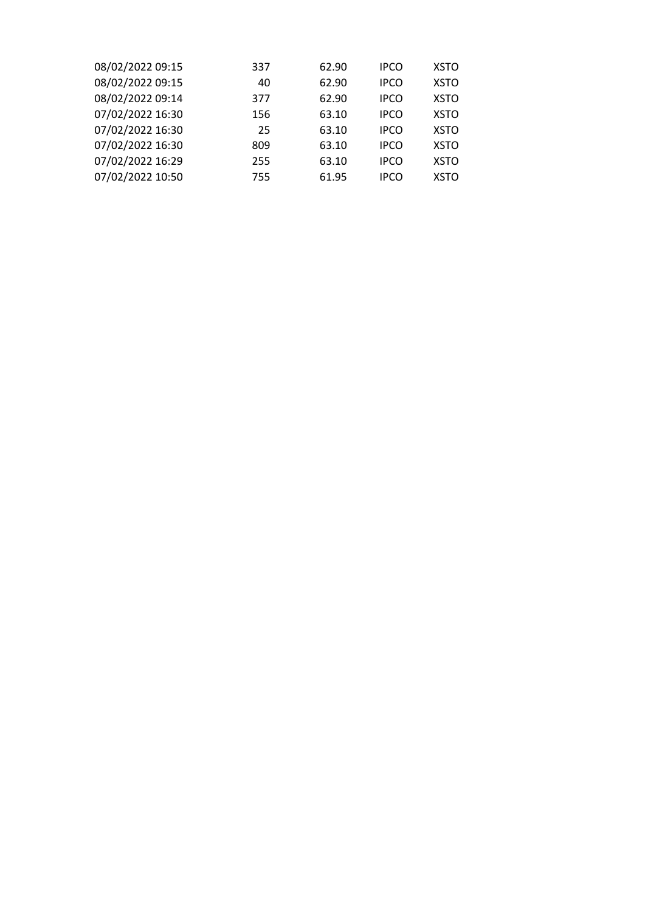| | | | | |
|---|---|---|---|---|
| 08/02/2022 09:15 | 337 | 62.90 | IPCO | XSTO |
| 08/02/2022 09:15 | 40 | 62.90 | IPCO | XSTO |
| 08/02/2022 09:14 | 377 | 62.90 | IPCO | XSTO |
| 07/02/2022 16:30 | 156 | 63.10 | IPCO | XSTO |
| 07/02/2022 16:30 | 25 | 63.10 | IPCO | XSTO |
| 07/02/2022 16:30 | 809 | 63.10 | IPCO | XSTO |
| 07/02/2022 16:29 | 255 | 63.10 | IPCO | XSTO |
| 07/02/2022 10:50 | 755 | 61.95 | IPCO | XSTO |